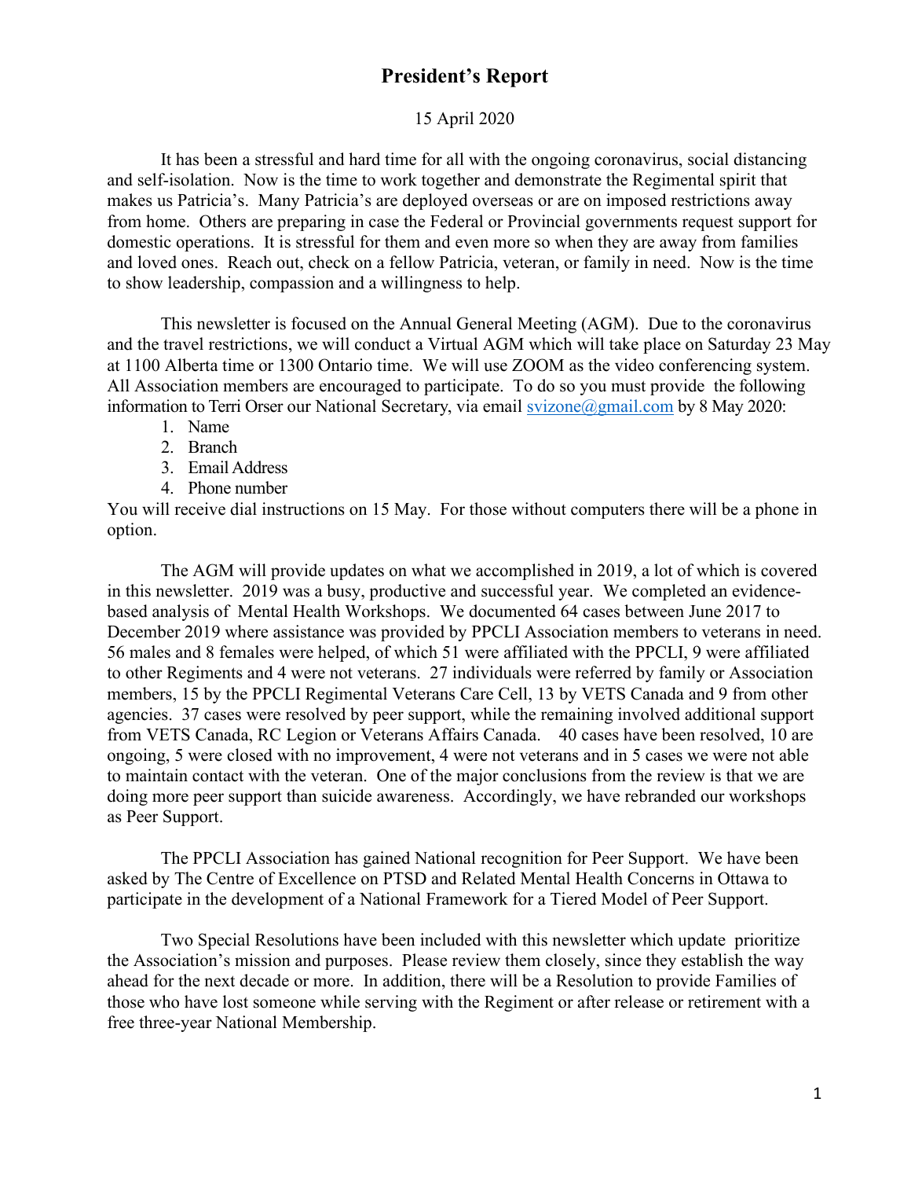# President's Report

15 April 2020

It has been a stressful and hard time for all with the ongoing coronavirus, social distancing and self-isolation. Now is the time to work together and demonstrate the Regimental spirit that makes us Patricia's. Many Patricia's are deployed overseas or are on imposed restrictions away from home. Others are preparing in case the Federal or Provincial governments request support for domestic operations. It is stressful for them and even more so when they are away from families and loved ones. Reach out, check on a fellow Patricia, veteran, or family in need. Now is the time to show leadership, compassion and a willingness to help.

This newsletter is focused on the Annual General Meeting (AGM). Due to the coronavirus and the travel restrictions, we will conduct a Virtual AGM which will take place on Saturday 23 May at 1100 Alberta time or 1300 Ontario time. We will use ZOOM as the video conferencing system. All Association members are encouraged to participate. To do so you must provide the following information to Terri Orser our National Secretary, via email svizone@gmail.com by 8 May 2020:

1. Name
2. Branch
3. Email Address
4. Phone number

You will receive dial instructions on 15 May. For those without computers there will be a phone in option.

The AGM will provide updates on what we accomplished in 2019, a lot of which is covered in this newsletter. 2019 was a busy, productive and successful year. We completed an evidence-based analysis of Mental Health Workshops. We documented 64 cases between June 2017 to December 2019 where assistance was provided by PPCLI Association members to veterans in need. 56 males and 8 females were helped, of which 51 were affiliated with the PPCLI, 9 were affiliated to other Regiments and 4 were not veterans. 27 individuals were referred by family or Association members, 15 by the PPCLI Regimental Veterans Care Cell, 13 by VETS Canada and 9 from other agencies. 37 cases were resolved by peer support, while the remaining involved additional support from VETS Canada, RC Legion or Veterans Affairs Canada. 40 cases have been resolved, 10 are ongoing, 5 were closed with no improvement, 4 were not veterans and in 5 cases we were not able to maintain contact with the veteran. One of the major conclusions from the review is that we are doing more peer support than suicide awareness. Accordingly, we have rebranded our workshops as Peer Support.

The PPCLI Association has gained National recognition for Peer Support. We have been asked by The Centre of Excellence on PTSD and Related Mental Health Concerns in Ottawa to participate in the development of a National Framework for a Tiered Model of Peer Support.

Two Special Resolutions have been included with this newsletter which update prioritize the Association's mission and purposes. Please review them closely, since they establish the way ahead for the next decade or more. In addition, there will be a Resolution to provide Families of those who have lost someone while serving with the Regiment or after release or retirement with a free three-year National Membership.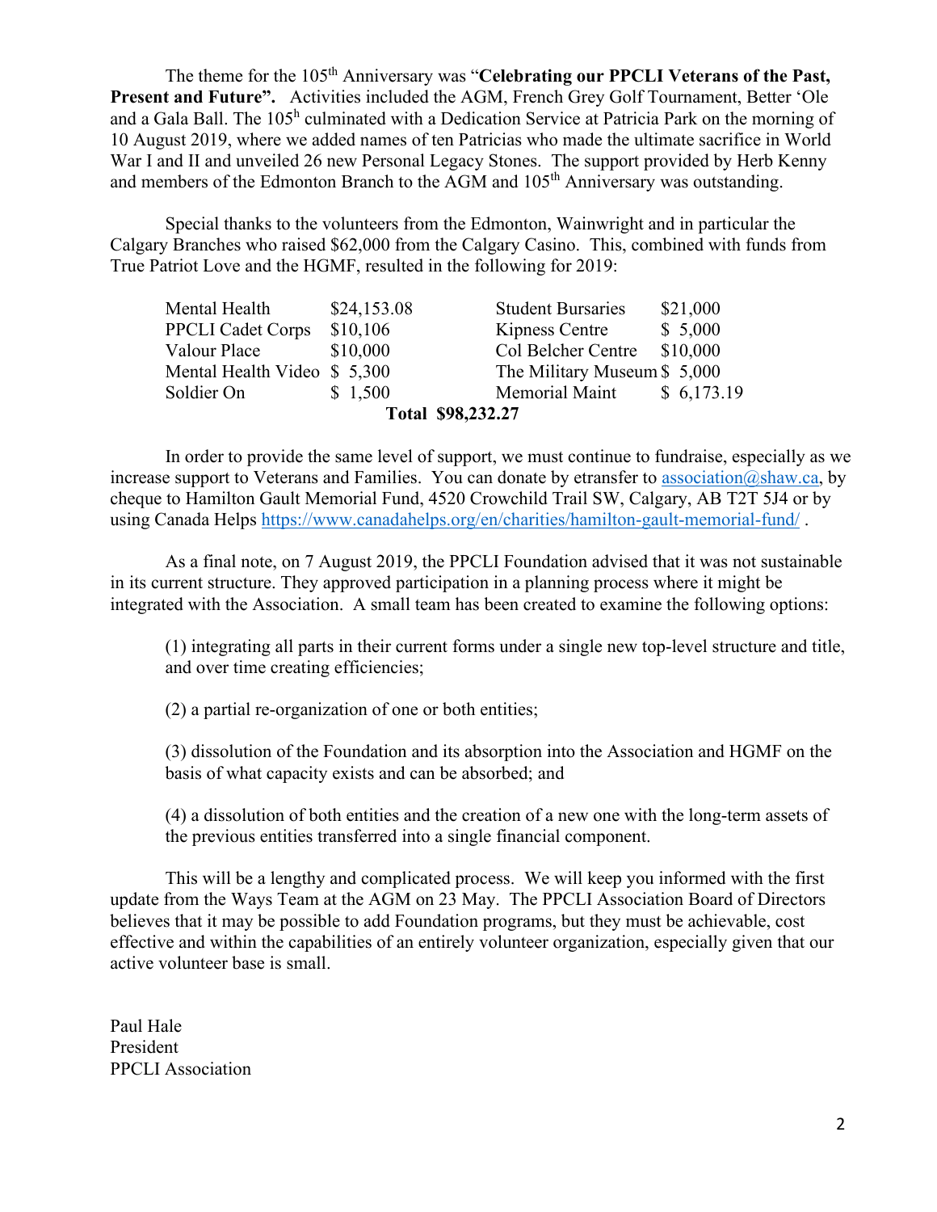The theme for the 105th Anniversary was "**Celebrating our PPCLI Veterans of the Past, Present and Future".** Activities included the AGM, French Grey Golf Tournament, Better 'Ole and a Gala Ball. The 105h culminated with a Dedication Service at Patricia Park on the morning of 10 August 2019, where we added names of ten Patricias who made the ultimate sacrifice in World War I and II and unveiled 26 new Personal Legacy Stones. The support provided by Herb Kenny and members of the Edmonton Branch to the AGM and 105th Anniversary was outstanding.

Special thanks to the volunteers from the Edmonton, Wainwright and in particular the Calgary Branches who raised $62,000 from the Calgary Casino. This, combined with funds from True Patriot Love and the HGMF, resulted in the following for 2019:

| | | | |
|---|---|---|---|
| Mental Health | $24,153.08 | Student Bursaries | $21,000 |
| PPCLI Cadet Corps | $10,106 | Kipness Centre | $ 5,000 |
| Valour Place | $10,000 | Col Belcher Centre | $10,000 |
| Mental Health Video | $ 5,300 | The Military Museum | $ 5,000 |
| Soldier On | $ 1,500 | Memorial Maint | $ 6,173.19 |
| | **Total $98,232.27** | | |

In order to provide the same level of support, we must continue to fundraise, especially as we increase support to Veterans and Families. You can donate by etransfer to association@shaw.ca, by cheque to Hamilton Gault Memorial Fund, 4520 Crowchild Trail SW, Calgary, AB T2T 5J4 or by using Canada Helps https://www.canadahelps.org/en/charities/hamilton-gault-memorial-fund/ .

As a final note, on 7 August 2019, the PPCLI Foundation advised that it was not sustainable in its current structure. They approved participation in a planning process where it might be integrated with the Association. A small team has been created to examine the following options:

(1) integrating all parts in their current forms under a single new top-level structure and title, and over time creating efficiencies;

(2) a partial re-organization of one or both entities;

(3) dissolution of the Foundation and its absorption into the Association and HGMF on the basis of what capacity exists and can be absorbed; and

(4) a dissolution of both entities and the creation of a new one with the long-term assets of the previous entities transferred into a single financial component.

This will be a lengthy and complicated process. We will keep you informed with the first update from the Ways Team at the AGM on 23 May. The PPCLI Association Board of Directors believes that it may be possible to add Foundation programs, but they must be achievable, cost effective and within the capabilities of an entirely volunteer organization, especially given that our active volunteer base is small.

Paul Hale
President
PPCLI Association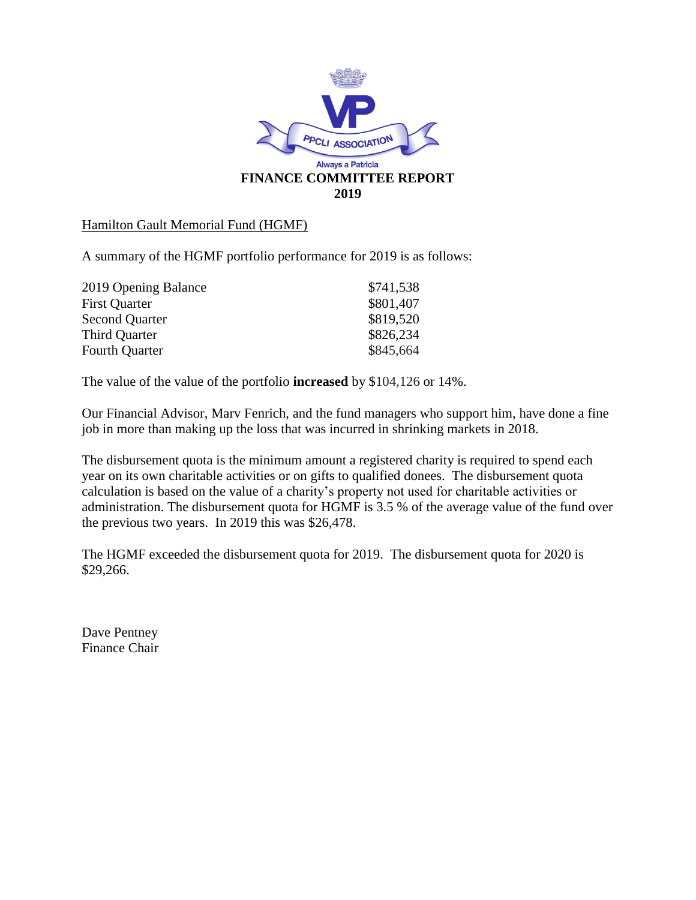PPCLI ASSOCIATION

Always a Patricia

# FINANCE COMMITTEE REPORT 2019

Hamilton Gault Memorial Fund (HGMF)

A summary of the HGMF portfolio performance for 2019 is as follows:

| | |
|---|---|
| 2019 Opening Balance | $741,538 |
| First Quarter | $801,407 |
| Second Quarter | $819,520 |
| Third Quarter | $826,234 |
| Fourth Quarter | $845,664 |

The value of the value of the portfolio **increased** by $104,126 or 14%.

Our Financial Advisor, Marv Fenrich, and the fund managers who support him, have done a fine job in more than making up the loss that was incurred in shrinking markets in 2018.

The disbursement quota is the minimum amount a registered charity is required to spend each year on its own charitable activities or on gifts to qualified donees. The disbursement quota calculation is based on the value of a charity's property not used for charitable activities or administration. The disbursement quota for HGMF is 3.5 % of the average value of the fund over the previous two years. In 2019 this was $26,478.

The HGMF exceeded the disbursement quota for 2019. The disbursement quota for 2020 is $29,266.

Dave Pentney
Finance Chair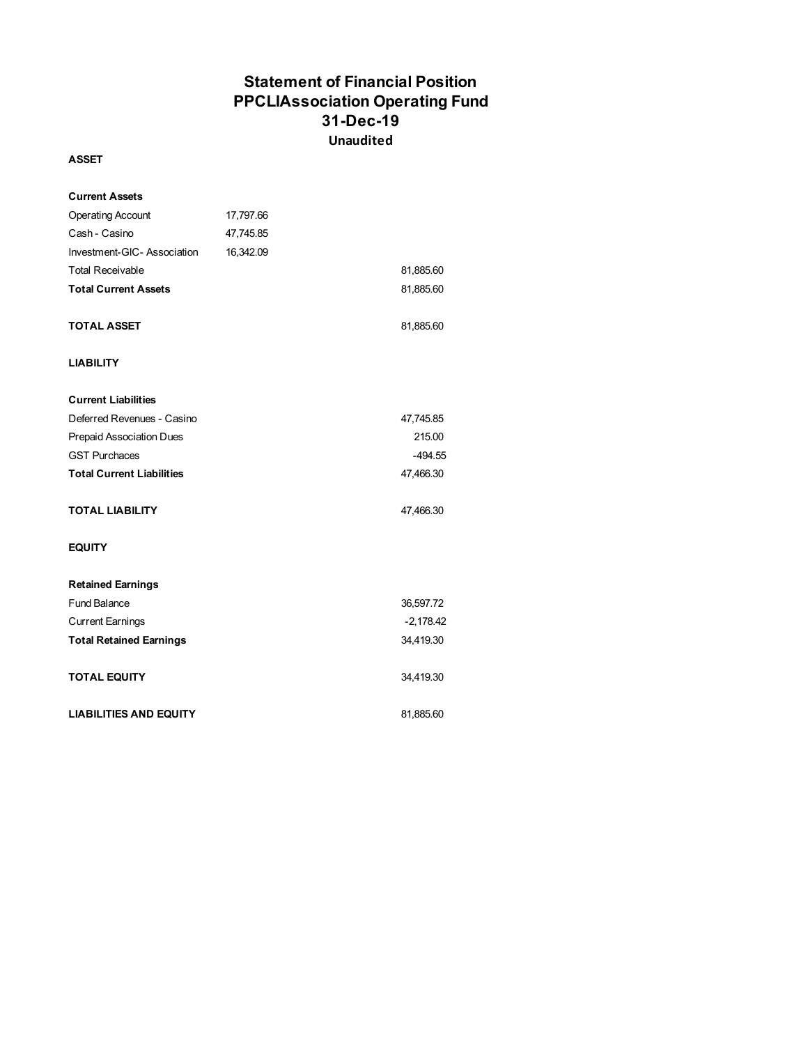# Statement of Financial Position
## PPCLIAssociation Operating Fund
## 31-Dec-19
### Unaudited

**ASSET**

| | | |
|---|---|---|
| **Current Assets** | | |
| Operating Account | 17,797.66 | |
| Cash - Casino | 47,745.85 | |
| Investment-GIC- Association | 16,342.09 | |
| Total Receivable | | 81,885.60 |
| **Total Current Assets** | | 81,885.60 |
| | | |
| **TOTAL ASSET** | | 81,885.60 |

**LIABILITY**

| | | |
|---|---|---|
| **Current Liabilities** | | |
| Deferred Revenues - Casino | | 47,745.85 |
| Prepaid Association Dues | | 215.00 |
| GST Purchaces | | -494.55 |
| **Total Current Liabilities** | | 47,466.30 |
| | | |
| **TOTAL LIABILITY** | | 47,466.30 |

**EQUITY**

| | | |
|---|---|---|
| **Retained Earnings** | | |
| Fund Balance | | 36,597.72 |
| Current Earnings | | -2,178.42 |
| **Total Retained Earnings** | | 34,419.30 |
| | | |
| **TOTAL EQUITY** | | 34,419.30 |
| | | |
| **LIABILITIES AND EQUITY** | | 81,885.60 |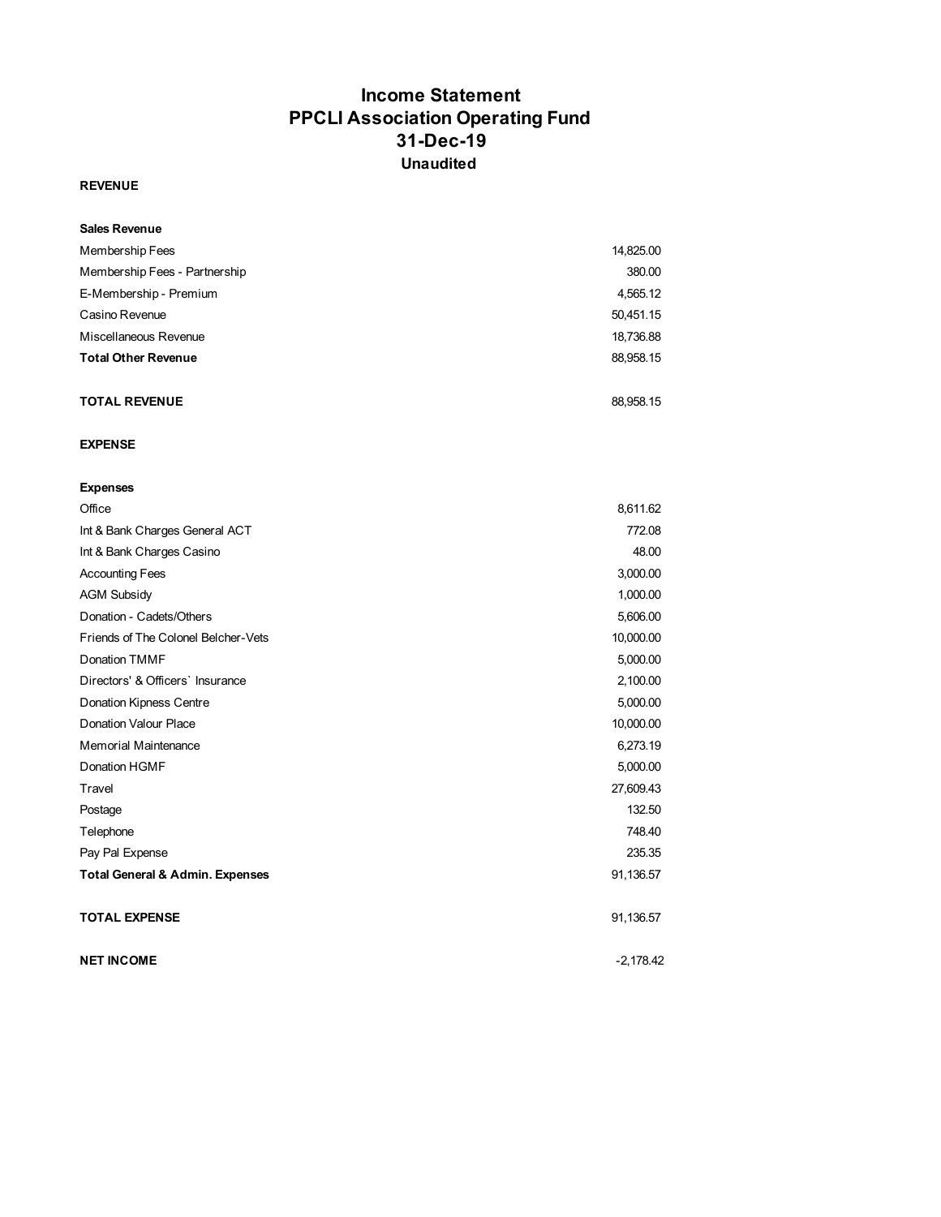# Income Statement
# PPCLI Association Operating Fund
# 31-Dec-19
### Unaudited

**REVENUE**

| | |
|---|---|
| **Sales Revenue** | |
| Membership Fees | 14,825.00 |
| Membership Fees - Partnership | 380.00 |
| E-Membership - Premium | 4,565.12 |
| Casino Revenue | 50,451.15 |
| Miscellaneous Revenue | 18,736.88 |
| **Total Other Revenue** | 88,958.15 |
| | |
| **TOTAL REVENUE** | 88,958.15 |

**EXPENSE**

| | |
|---|---|
| **Expenses** | |
| Office | 8,611.62 |
| Int & Bank Charges General ACT | 772.08 |
| Int & Bank Charges Casino | 48.00 |
| Accounting Fees | 3,000.00 |
| AGM Subsidy | 1,000.00 |
| Donation - Cadets/Others | 5,606.00 |
| Friends of The Colonel Belcher-Vets | 10,000.00 |
| Donation TMMF | 5,000.00 |
| Directors' & Officers` Insurance | 2,100.00 |
| Donation Kipness Centre | 5,000.00 |
| Donation Valour Place | 10,000.00 |
| Memorial Maintenance | 6,273.19 |
| Donation HGMF | 5,000.00 |
| Travel | 27,609.43 |
| Postage | 132.50 |
| Telephone | 748.40 |
| Pay Pal Expense | 235.35 |
| **Total General & Admin. Expenses** | 91,136.57 |
| | |
| **TOTAL EXPENSE** | 91,136.57 |
| | |
| **NET INCOME** | -2,178.42 |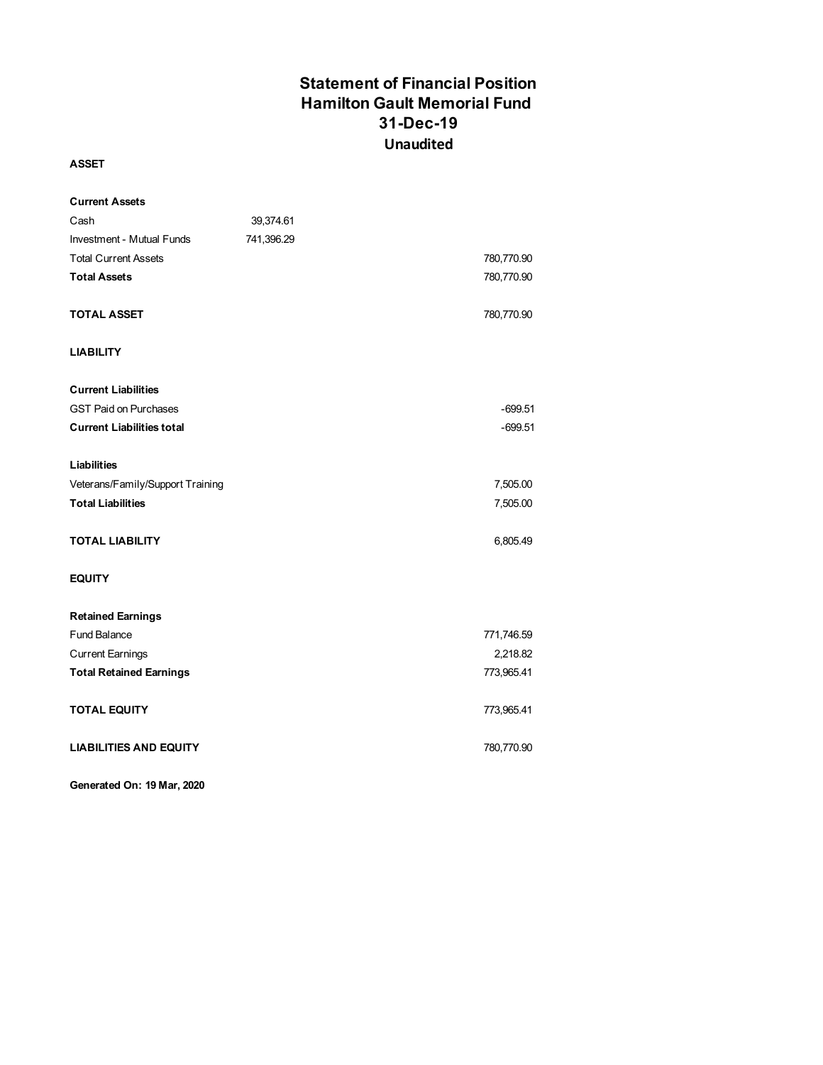# Statement of Financial Position
# Hamilton Gault Memorial Fund
# 31-Dec-19
## Unaudited

| | | |
|---|---|---|
| **ASSET** | | |
| | | |
| **Current Assets** | | |
| Cash | 39,374.61 | |
| Investment - Mutual Funds | 741,396.29 | |
| Total Current Assets | | 780,770.90 |
| **Total Assets** | | 780,770.90 |
| | | |
| **TOTAL ASSET** | | 780,770.90 |
| | | |
| **LIABILITY** | | |
| | | |
| **Current Liabilities** | | |
| GST Paid on Purchases | | -699.51 |
| **Current Liabilities total** | | -699.51 |
| | | |
| **Liabilities** | | |
| Veterans/Family/Support Training | | 7,505.00 |
| **Total Liabilities** | | 7,505.00 |
| | | |
| **TOTAL LIABILITY** | | 6,805.49 |
| | | |
| **EQUITY** | | |
| | | |
| **Retained Earnings** | | |
| Fund Balance | | 771,746.59 |
| Current Earnings | | 2,218.82 |
| **Total Retained Earnings** | | 773,965.41 |
| | | |
| **TOTAL EQUITY** | | 773,965.41 |
| | | |
| **LIABILITIES AND EQUITY** | | 780,770.90 |

**Generated On: 19 Mar, 2020**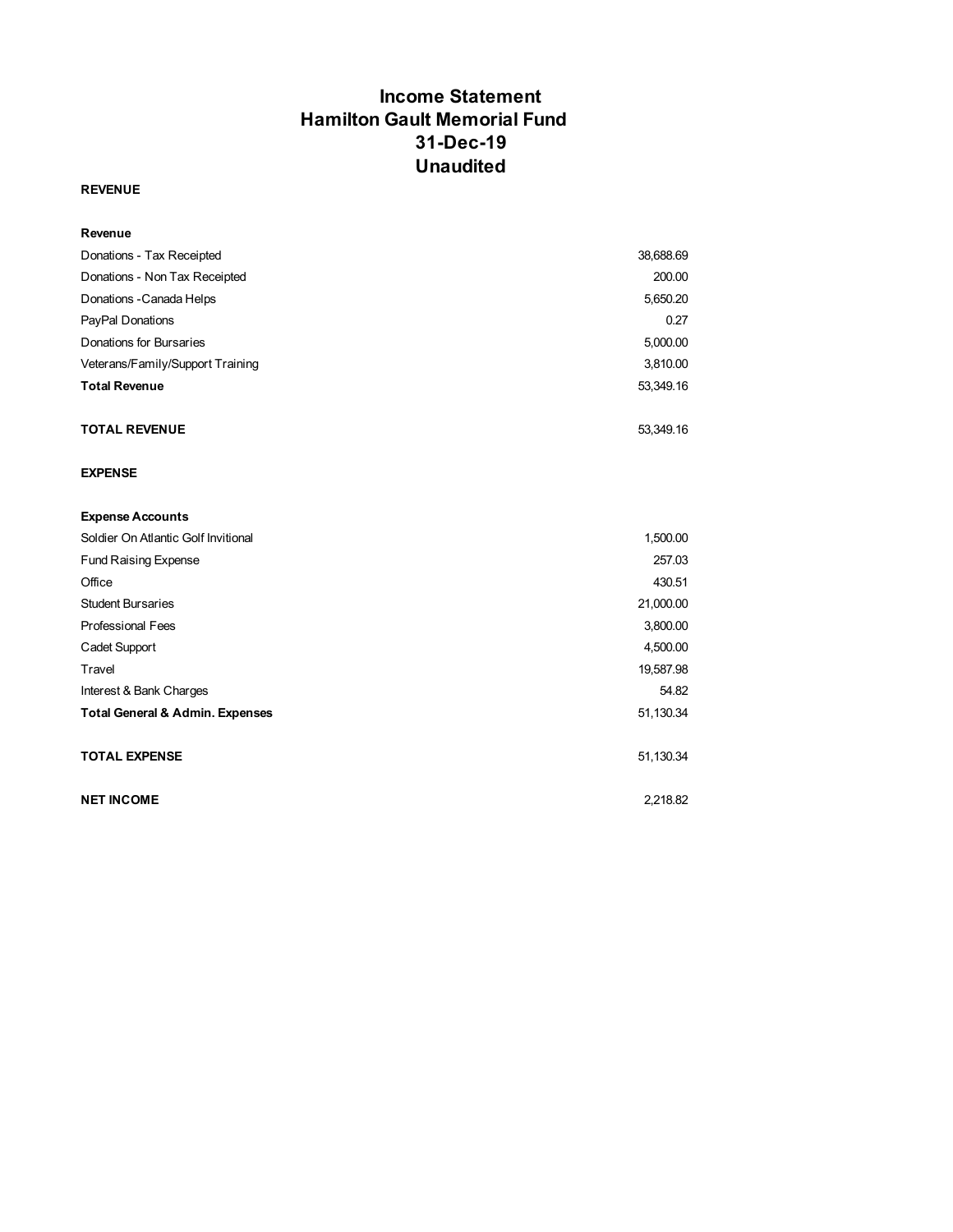# Income Statement
# Hamilton Gault Memorial Fund
# 31-Dec-19
# Unaudited

**REVENUE**

| **Revenue** | |
|---|---|
| Donations - Tax Receipted | 38,688.69 |
| Donations - Non Tax Receipted | 200.00 |
| Donations -Canada Helps | 5,650.20 |
| PayPal Donations | 0.27 |
| Donations for Bursaries | 5,000.00 |
| Veterans/Family/Support Training | 3,810.00 |
| **Total Revenue** | 53,349.16 |
| | |
| **TOTAL REVENUE** | 53,349.16 |

**EXPENSE**

| **Expense Accounts** | |
|---|---|
| Soldier On Atlantic Golf Invitional | 1,500.00 |
| Fund Raising Expense | 257.03 |
| Office | 430.51 |
| Student Bursaries | 21,000.00 |
| Professional Fees | 3,800.00 |
| Cadet Support | 4,500.00 |
| Travel | 19,587.98 |
| Interest & Bank Charges | 54.82 |
| **Total General & Admin. Expenses** | 51,130.34 |
| | |
| **TOTAL EXPENSE** | 51,130.34 |
| | |
| **NET INCOME** | 2,218.82 |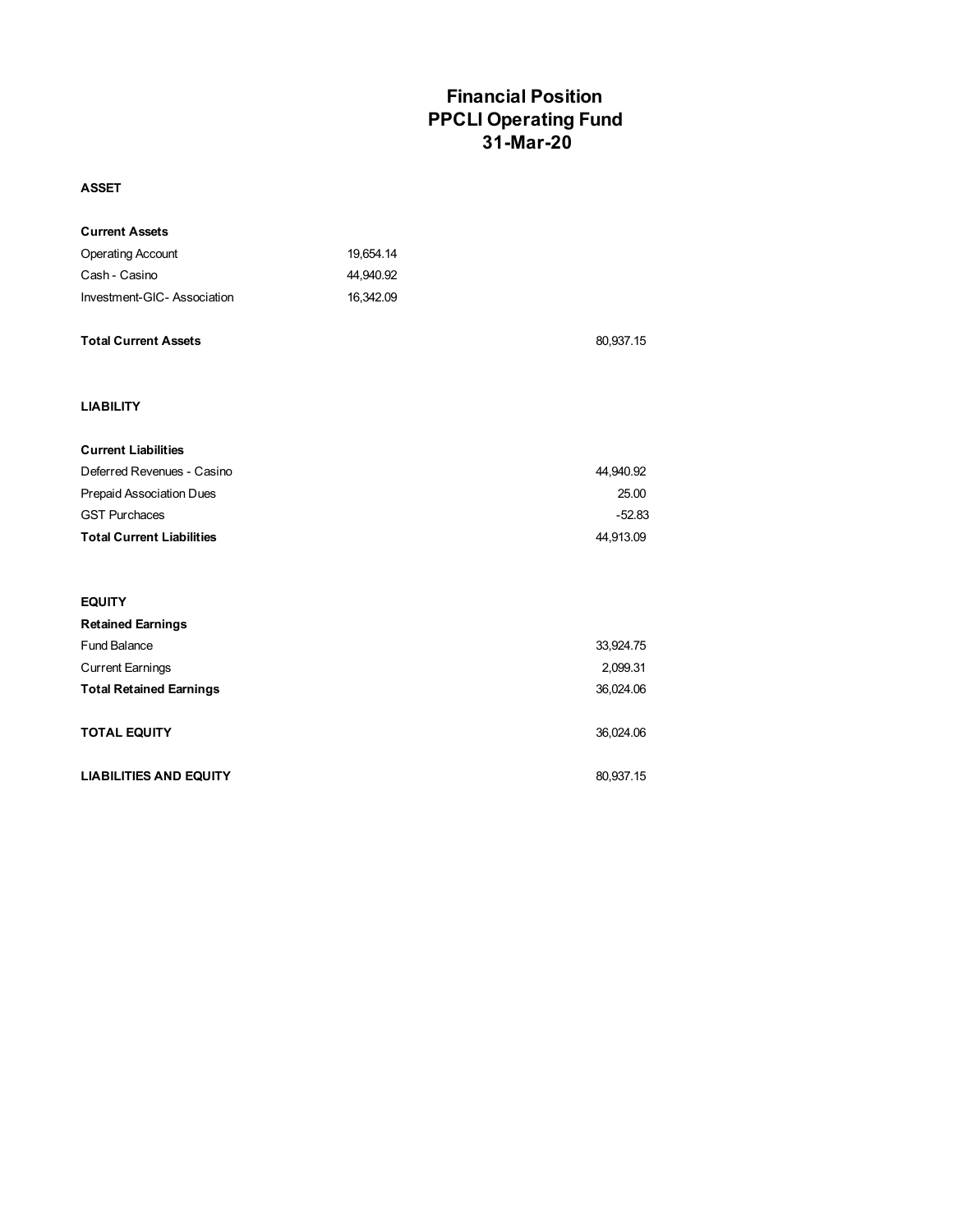# Financial Position
# PPCLI Operating Fund
# 31-Mar-20

**ASSET**

| | | |
|---|---|---|
| **Current Assets** | | |
| Operating Account | 19,654.14 | |
| Cash - Casino | 44,940.92 | |
| Investment-GIC- Association | 16,342.09 | |
| **Total Current Assets** | | 80,937.15 |

**LIABILITY**

| | |
|---|---|
| **Current Liabilities** | |
| Deferred Revenues - Casino | 44,940.92 |
| Prepaid Association Dues | 25.00 |
| GST Purchaces | -52.83 |
| **Total Current Liabilities** | 44,913.09 |

**EQUITY**

| | |
|---|---|
| **Retained Earnings** | |
| Fund Balance | 33,924.75 |
| Current Earnings | 2,099.31 |
| **Total Retained Earnings** | 36,024.06 |
| **TOTAL EQUITY** | 36,024.06 |
| **LIABILITIES AND EQUITY** | 80,937.15 |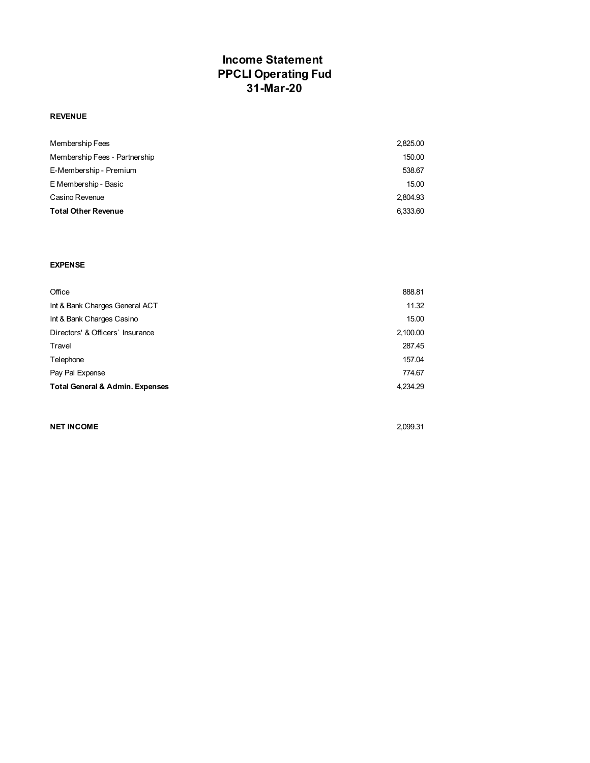# Income Statement
# PPCLI Operating Fud
# 31-Mar-20

**REVENUE**

| | |
|---|---|
| Membership Fees | 2,825.00 |
| Membership Fees - Partnership | 150.00 |
| E-Membership - Premium | 538.67 |
| E Membership - Basic | 15.00 |
| Casino Revenue | 2,804.93 |
| **Total Other Revenue** | 6,333.60 |

**EXPENSE**

| | |
|---|---|
| Office | 888.81 |
| Int & Bank Charges General ACT | 11.32 |
| Int & Bank Charges Casino | 15.00 |
| Directors' & Officers` Insurance | 2,100.00 |
| Travel | 287.45 |
| Telephone | 157.04 |
| Pay Pal Expense | 774.67 |
| **Total General & Admin. Expenses** | 4,234.29 |

| | |
|---|---|
| **NET INCOME** | 2,099.31 |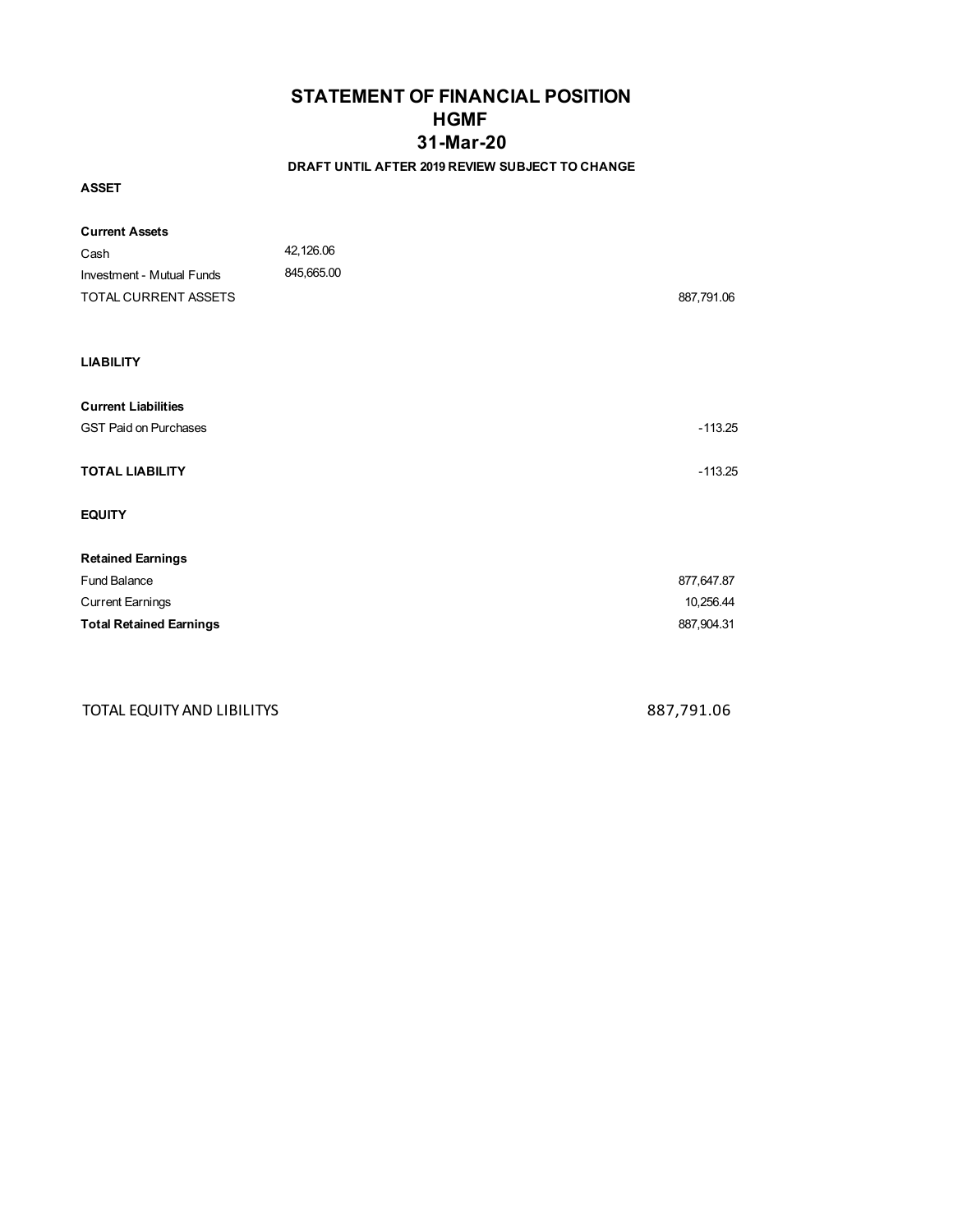# STATEMENT OF FINANCIAL POSITION
# HGMF
# 31-Mar-20

**DRAFT UNTIL AFTER 2019 REVIEW SUBJECT TO CHANGE**

**ASSET**

| | | |
|---|---|---|
| **Current Assets** | | |
| Cash | 42,126.06 | |
| Investment - Mutual Funds | 845,665.00 | |
| TOTAL CURRENT ASSETS | | 887,791.06 |

**LIABILITY**

| | | |
|---|---|---|
| **Current Liabilities** | | |
| GST Paid on Purchases | | -113.25 |
| **TOTAL LIABILITY** | | -113.25 |

**EQUITY**

| | | |
|---|---|---|
| **Retained Earnings** | | |
| Fund Balance | | 877,647.87 |
| Current Earnings | | 10,256.44 |
| **Total Retained Earnings** | | 887,904.31 |

| | | |
|---|---|---|
| TOTAL EQUITY AND LIBILITYS | | 887,791.06 |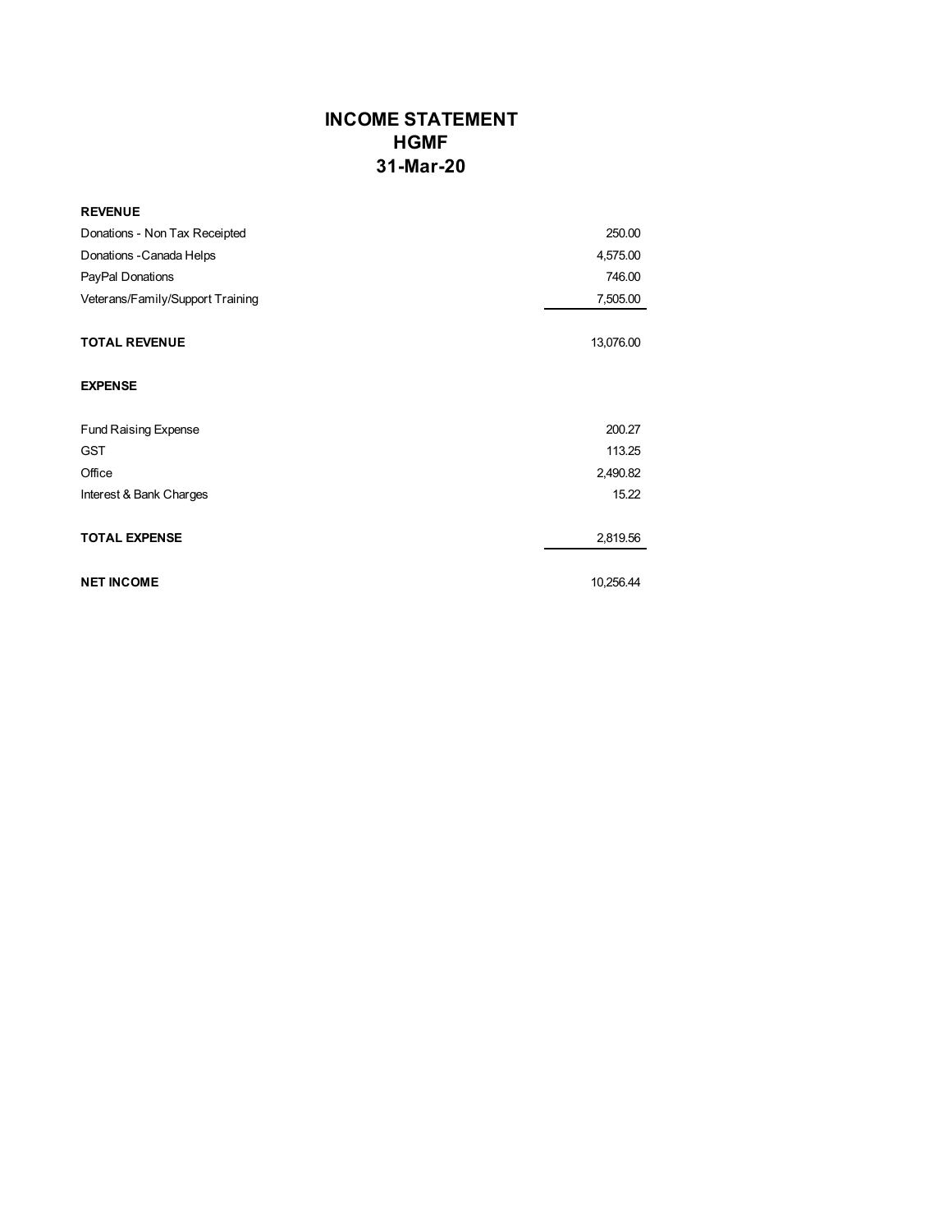# INCOME STATEMENT
# HGMF
# 31-Mar-20

| | |
|---|---:|
| **REVENUE** | |
| Donations - Non Tax Receipted | 250.00 |
| Donations -Canada Helps | 4,575.00 |
| PayPal Donations | 746.00 |
| Veterans/Family/Support Training | 7,505.00 |
| | |
| **TOTAL REVENUE** | 13,076.00 |
| | |
| **EXPENSE** | |
| | |
| Fund Raising Expense | 200.27 |
| GST | 113.25 |
| Office | 2,490.82 |
| Interest & Bank Charges | 15.22 |
| | |
| **TOTAL EXPENSE** | 2,819.56 |
| | |
| **NET INCOME** | 10,256.44 |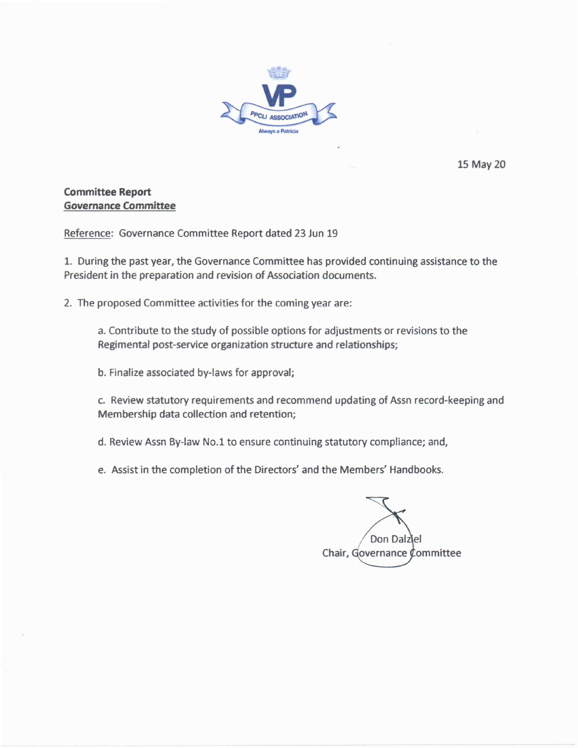15 May 20

**Committee Report**
**Governance Committee**

Reference: Governance Committee Report dated 23 Jun 19

1. During the past year, the Governance Committee has provided continuing assistance to the President in the preparation and revision of Association documents.

2. The proposed Committee activities for the coming year are:

   a. Contribute to the study of possible options for adjustments or revisions to the Regimental post-service organization structure and relationships;

   b. Finalize associated by-laws for approval;

   c. Review statutory requirements and recommend updating of Assn record-keeping and Membership data collection and retention;

   d. Review Assn By-law No.1 to ensure continuing statutory compliance; and,

   e. Assist in the completion of the Directors' and the Members' Handbooks.

Don Dalziel
Chair, Governance Committee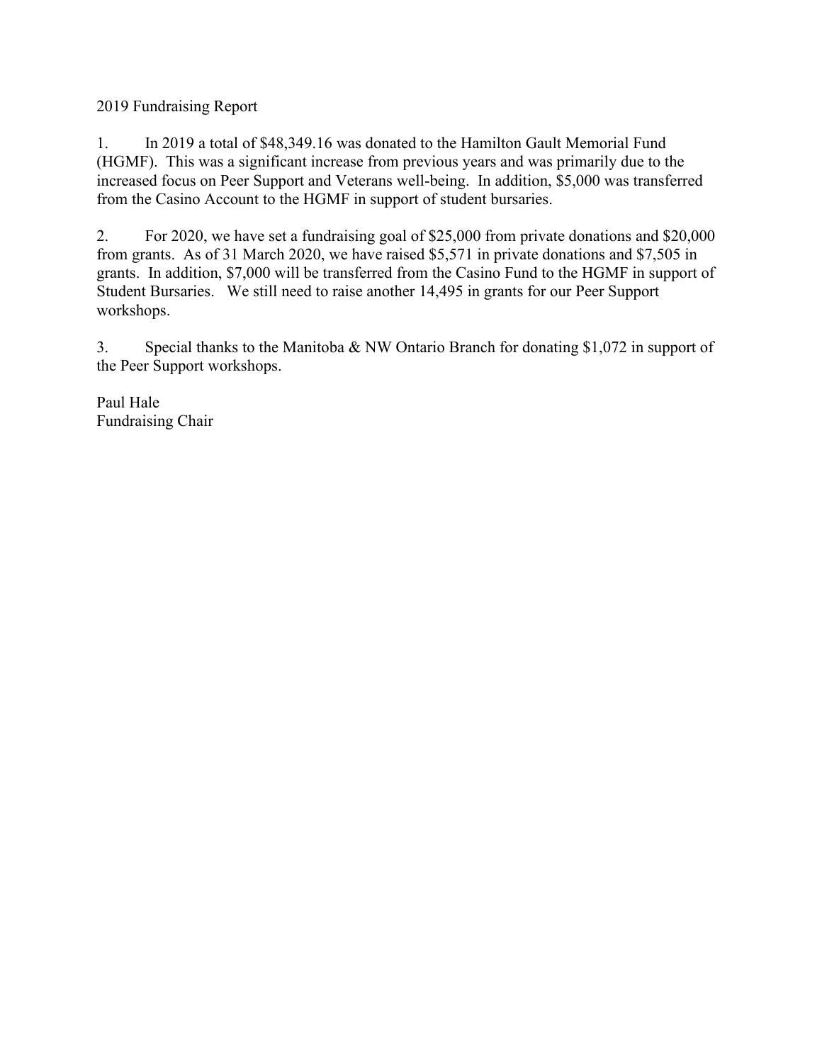2019 Fundraising Report

1. In 2019 a total of $48,349.16 was donated to the Hamilton Gault Memorial Fund (HGMF). This was a significant increase from previous years and was primarily due to the increased focus on Peer Support and Veterans well-being. In addition, $5,000 was transferred from the Casino Account to the HGMF in support of student bursaries.

2. For 2020, we have set a fundraising goal of $25,000 from private donations and $20,000 from grants. As of 31 March 2020, we have raised $5,571 in private donations and $7,505 in grants. In addition, $7,000 will be transferred from the Casino Fund to the HGMF in support of Student Bursaries. We still need to raise another 14,495 in grants for our Peer Support workshops.

3. Special thanks to the Manitoba & NW Ontario Branch for donating $1,072 in support of the Peer Support workshops.

Paul Hale
Fundraising Chair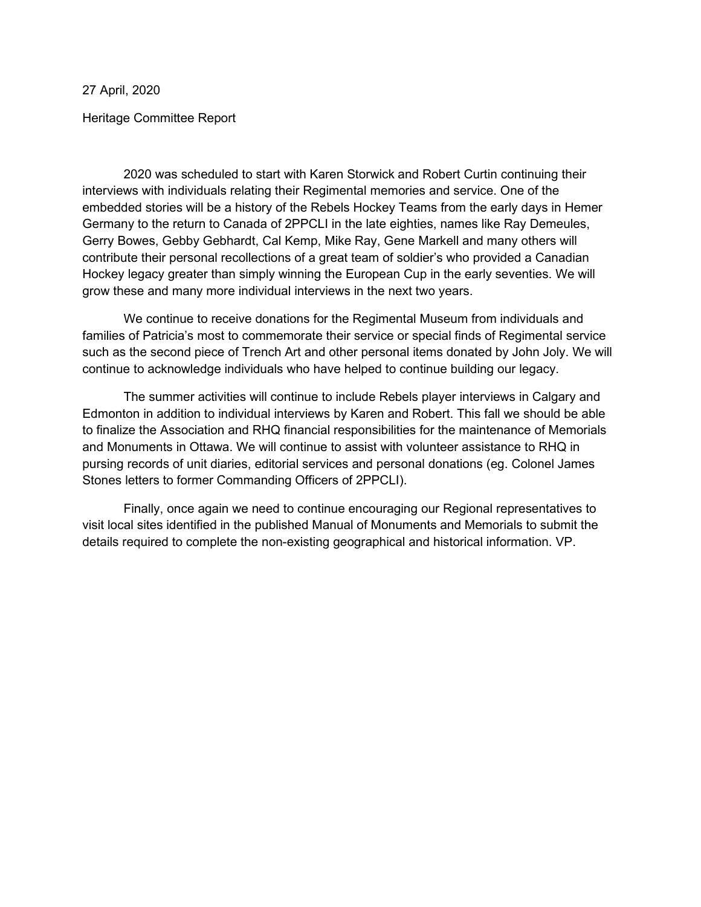27 April, 2020

Heritage Committee Report

2020 was scheduled to start with Karen Storwick and Robert Curtin continuing their interviews with individuals relating their Regimental memories and service. One of the embedded stories will be a history of the Rebels Hockey Teams from the early days in Hemer Germany to the return to Canada of 2PPCLI in the late eighties, names like Ray Demeules, Gerry Bowes, Gebby Gebhardt, Cal Kemp, Mike Ray, Gene Markell and many others will contribute their personal recollections of a great team of soldier's who provided a Canadian Hockey legacy greater than simply winning the European Cup in the early seventies. We will grow these and many more individual interviews in the next two years.

We continue to receive donations for the Regimental Museum from individuals and families of Patricia's most to commemorate their service or special finds of Regimental service such as the second piece of Trench Art and other personal items donated by John Joly. We will continue to acknowledge individuals who have helped to continue building our legacy.

The summer activities will continue to include Rebels player interviews in Calgary and Edmonton in addition to individual interviews by Karen and Robert. This fall we should be able to finalize the Association and RHQ financial responsibilities for the maintenance of Memorials and Monuments in Ottawa. We will continue to assist with volunteer assistance to RHQ in pursing records of unit diaries, editorial services and personal donations (eg. Colonel James Stones letters to former Commanding Officers of 2PPCLI).

Finally, once again we need to continue encouraging our Regional representatives to visit local sites identified in the published Manual of Monuments and Memorials to submit the details required to complete the non-existing geographical and historical information. VP.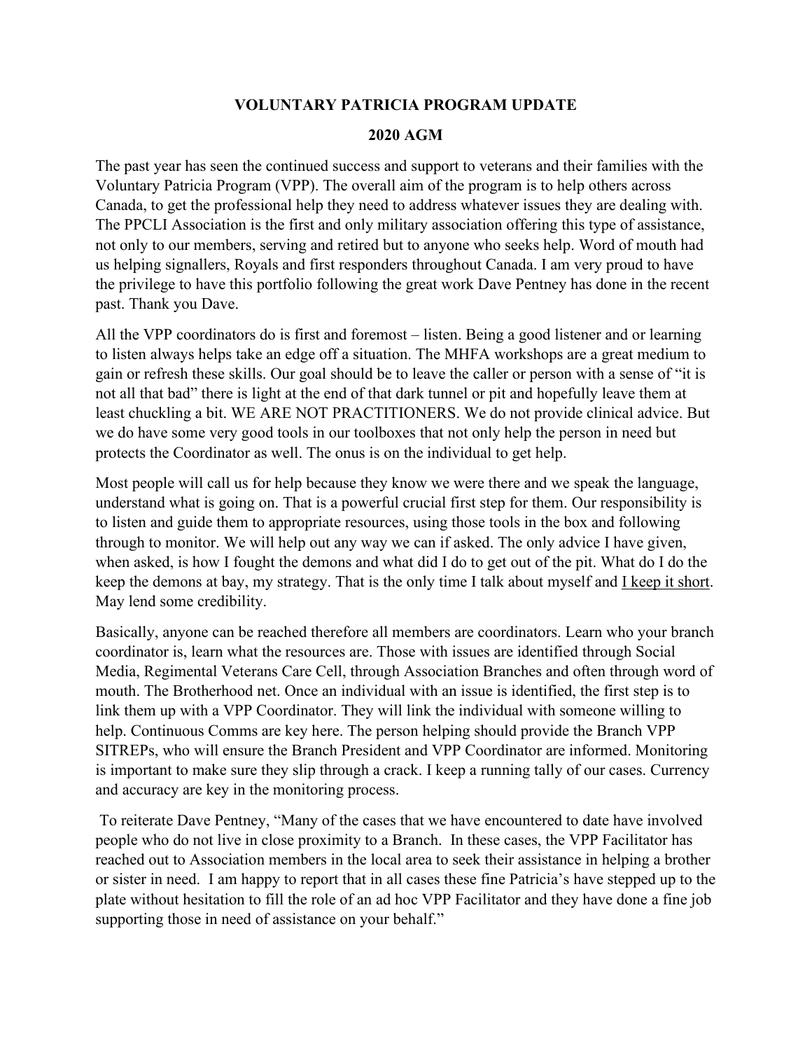**VOLUNTARY PATRICIA PROGRAM UPDATE**

**2020 AGM**

The past year has seen the continued success and support to veterans and their families with the Voluntary Patricia Program (VPP). The overall aim of the program is to help others across Canada, to get the professional help they need to address whatever issues they are dealing with. The PPCLI Association is the first and only military association offering this type of assistance, not only to our members, serving and retired but to anyone who seeks help. Word of mouth had us helping signallers, Royals and first responders throughout Canada. I am very proud to have the privilege to have this portfolio following the great work Dave Pentney has done in the recent past. Thank you Dave.

All the VPP coordinators do is first and foremost – listen. Being a good listener and or learning to listen always helps take an edge off a situation. The MHFA workshops are a great medium to gain or refresh these skills. Our goal should be to leave the caller or person with a sense of "it is not all that bad" there is light at the end of that dark tunnel or pit and hopefully leave them at least chuckling a bit. WE ARE NOT PRACTITIONERS. We do not provide clinical advice. But we do have some very good tools in our toolboxes that not only help the person in need but protects the Coordinator as well. The onus is on the individual to get help.

Most people will call us for help because they know we were there and we speak the language, understand what is going on. That is a powerful crucial first step for them. Our responsibility is to listen and guide them to appropriate resources, using those tools in the box and following through to monitor. We will help out any way we can if asked. The only advice I have given, when asked, is how I fought the demons and what did I do to get out of the pit. What do I do the keep the demons at bay, my strategy. That is the only time I talk about myself and <u>I keep it short</u>. May lend some credibility.

Basically, anyone can be reached therefore all members are coordinators. Learn who your branch coordinator is, learn what the resources are. Those with issues are identified through Social Media, Regimental Veterans Care Cell, through Association Branches and often through word of mouth. The Brotherhood net. Once an individual with an issue is identified, the first step is to link them up with a VPP Coordinator. They will link the individual with someone willing to help. Continuous Comms are key here. The person helping should provide the Branch VPP SITREPs, who will ensure the Branch President and VPP Coordinator are informed. Monitoring is important to make sure they slip through a crack. I keep a running tally of our cases. Currency and accuracy are key in the monitoring process.

To reiterate Dave Pentney, "Many of the cases that we have encountered to date have involved people who do not live in close proximity to a Branch. In these cases, the VPP Facilitator has reached out to Association members in the local area to seek their assistance in helping a brother or sister in need. I am happy to report that in all cases these fine Patricia's have stepped up to the plate without hesitation to fill the role of an ad hoc VPP Facilitator and they have done a fine job supporting those in need of assistance on your behalf."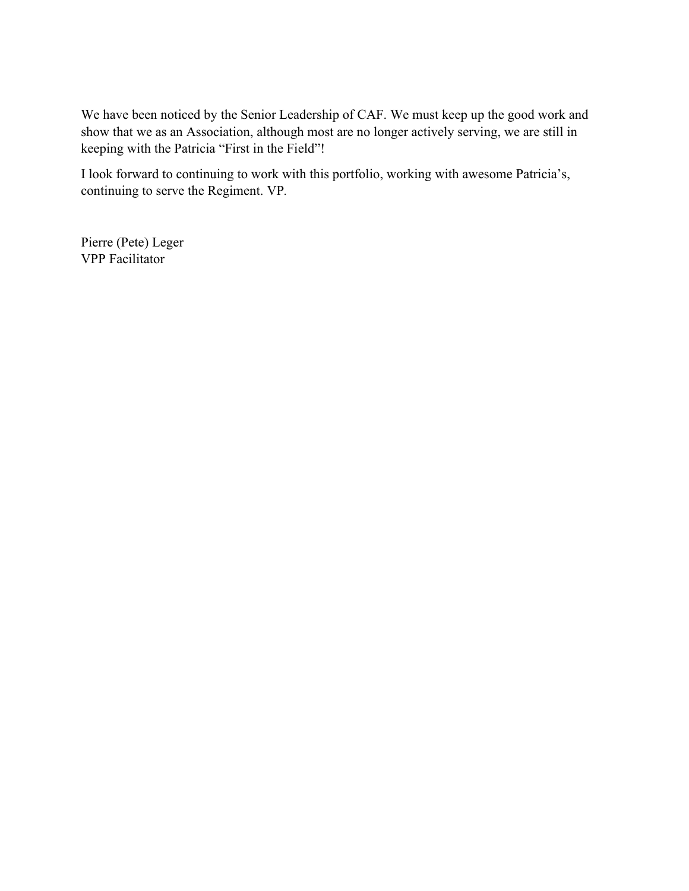We have been noticed by the Senior Leadership of CAF. We must keep up the good work and show that we as an Association, although most are no longer actively serving, we are still in keeping with the Patricia "First in the Field"!

I look forward to continuing to work with this portfolio, working with awesome Patricia's, continuing to serve the Regiment. VP.

Pierre (Pete) Leger
VPP Facilitator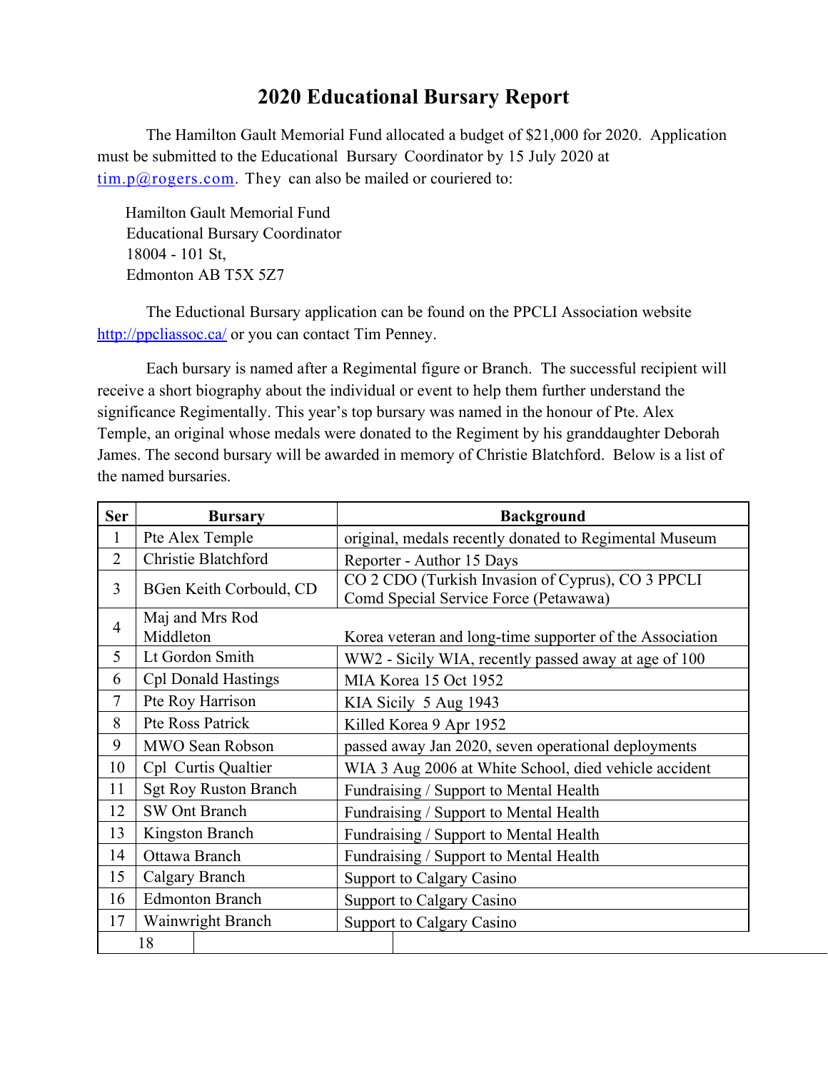# 2020 Educational Bursary Report

The Hamilton Gault Memorial Fund allocated a budget of $21,000 for 2020. Application must be submitted to the Educational Bursary Coordinator by 15 July 2020 at tim.p@rogers.com. They can also be mailed or couriered to:

Hamilton Gault Memorial Fund
Educational Bursary Coordinator
18004 - 101 St,
Edmonton AB T5X 5Z7

The Eductional Bursary application can be found on the PPCLI Association website http://ppcliassoc.ca/ or you can contact Tim Penney.

Each bursary is named after a Regimental figure or Branch. The successful recipient will receive a short biography about the individual or event to help them further understand the significance Regimentally. This year's top bursary was named in the honour of Pte. Alex Temple, an original whose medals were donated to the Regiment by his granddaughter Deborah James. The second bursary will be awarded in memory of Christie Blatchford. Below is a list of the named bursaries.

| Ser | Bursary | Background |
|---|---|---|
| 1 | Pte Alex Temple | original, medals recently donated to Regimental Museum |
| 2 | Christie Blatchford | Reporter - Author 15 Days |
| 3 | BGen Keith Corbould, CD | CO 2 CDO (Turkish Invasion of Cyprus), CO 3 PPCLI Comd Special Service Force (Petawawa) |
| 4 | Maj and Mrs Rod Middleton | Korea veteran and long-time supporter of the Association |
| 5 | Lt Gordon Smith | WW2 - Sicily WIA, recently passed away at age of 100 |
| 6 | Cpl Donald Hastings | MIA Korea 15 Oct 1952 |
| 7 | Pte Roy Harrison | KIA Sicily 5 Aug 1943 |
| 8 | Pte Ross Patrick | Killed Korea 9 Apr 1952 |
| 9 | MWO Sean Robson | passed away Jan 2020, seven operational deployments |
| 10 | Cpl Curtis Qualtier | WIA 3 Aug 2006 at White School, died vehicle accident |
| 11 | Sgt Roy Ruston Branch | Fundraising / Support to Mental Health |
| 12 | SW Ont Branch | Fundraising / Support to Mental Health |
| 13 | Kingston Branch | Fundraising / Support to Mental Health |
| 14 | Ottawa Branch | Fundraising / Support to Mental Health |
| 15 | Calgary Branch | Support to Calgary Casino |
| 16 | Edmonton Branch | Support to Calgary Casino |
| 17 | Wainwright Branch | Support to Calgary Casino |
| 18 | | |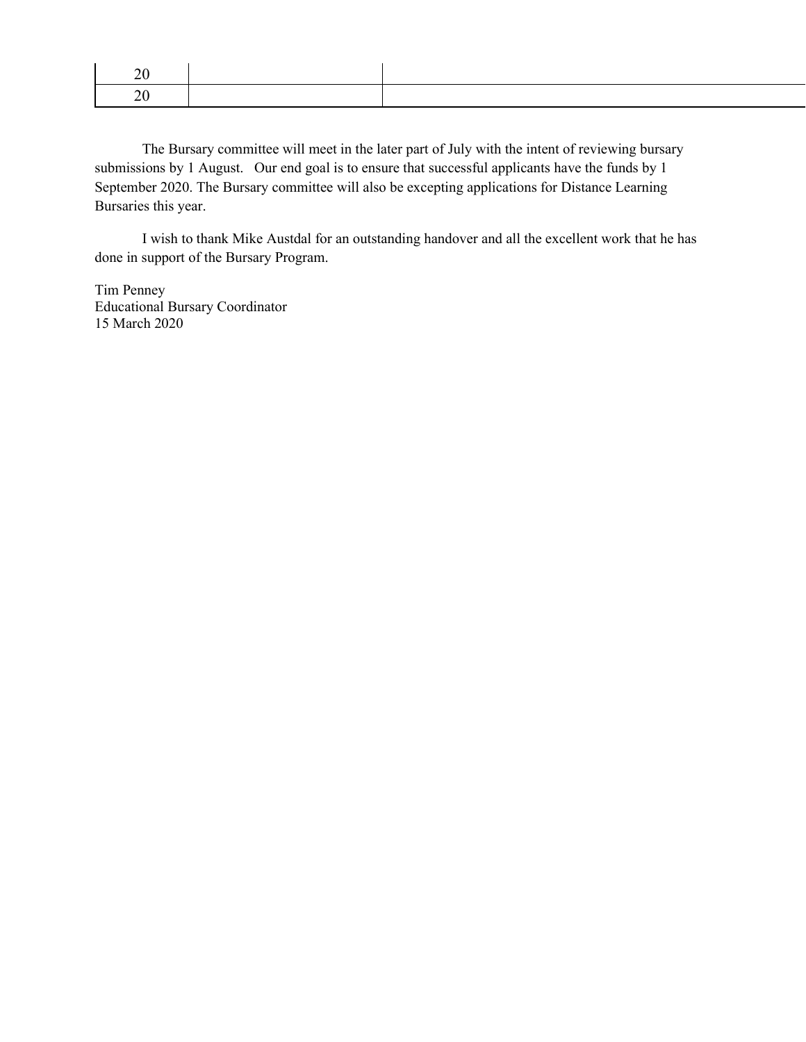| | | |
|---|---|---|
| 20 | | |
| 20 | | |

The Bursary committee will meet in the later part of July with the intent of reviewing bursary submissions by 1 August. Our end goal is to ensure that successful applicants have the funds by 1 September 2020. The Bursary committee will also be excepting applications for Distance Learning Bursaries this year.

I wish to thank Mike Austdal for an outstanding handover and all the excellent work that he has done in support of the Bursary Program.

Tim Penney
Educational Bursary Coordinator
15 March 2020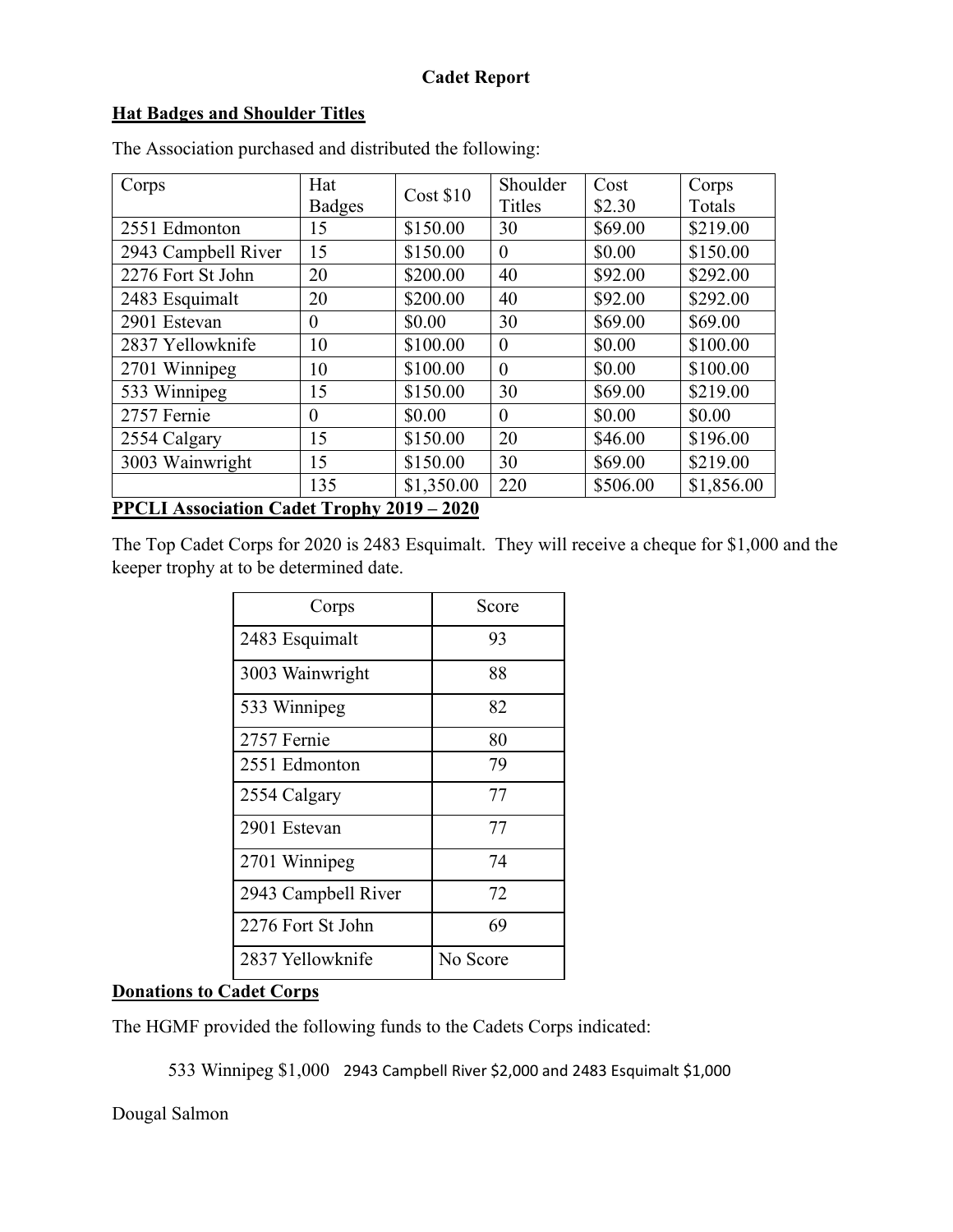**Cadet Report**

**Hat Badges and Shoulder Titles**

The Association purchased and distributed the following:

| Corps | Hat Badges | Cost $10 | Shoulder Titles | Cost $2.30 | Corps Totals |
|---|---|---|---|---|---|
| 2551 Edmonton | 15 | $150.00 | 30 | $69.00 | $219.00 |
| 2943 Campbell River | 15 | $150.00 | 0 | $0.00 | $150.00 |
| 2276 Fort St John | 20 | $200.00 | 40 | $92.00 | $292.00 |
| 2483 Esquimalt | 20 | $200.00 | 40 | $92.00 | $292.00 |
| 2901 Estevan | 0 | $0.00 | 30 | $69.00 | $69.00 |
| 2837 Yellowknife | 10 | $100.00 | 0 | $0.00 | $100.00 |
| 2701 Winnipeg | 10 | $100.00 | 0 | $0.00 | $100.00 |
| 533 Winnipeg | 15 | $150.00 | 30 | $69.00 | $219.00 |
| 2757 Fernie | 0 | $0.00 | 0 | $0.00 | $0.00 |
| 2554 Calgary | 15 | $150.00 | 20 | $46.00 | $196.00 |
| 3003 Wainwright | 15 | $150.00 | 30 | $69.00 | $219.00 |
| | 135 | $1,350.00 | 220 | $506.00 | $1,856.00 |

**PPCLI Association Cadet Trophy 2019 – 2020**

The Top Cadet Corps for 2020 is 2483 Esquimalt. They will receive a cheque for $1,000 and the keeper trophy at to be determined date.

| Corps | Score |
|---|---|
| 2483 Esquimalt | 93 |
| 3003 Wainwright | 88 |
| 533 Winnipeg | 82 |
| 2757 Fernie | 80 |
| 2551 Edmonton | 79 |
| 2554 Calgary | 77 |
| 2901 Estevan | 77 |
| 2701 Winnipeg | 74 |
| 2943 Campbell River | 72 |
| 2276 Fort St John | 69 |
| 2837 Yellowknife | No Score |

**Donations to Cadet Corps**

The HGMF provided the following funds to the Cadets Corps indicated:

533 Winnipeg $1,000 2943 Campbell River $2,000 and 2483 Esquimalt $1,000

Dougal Salmon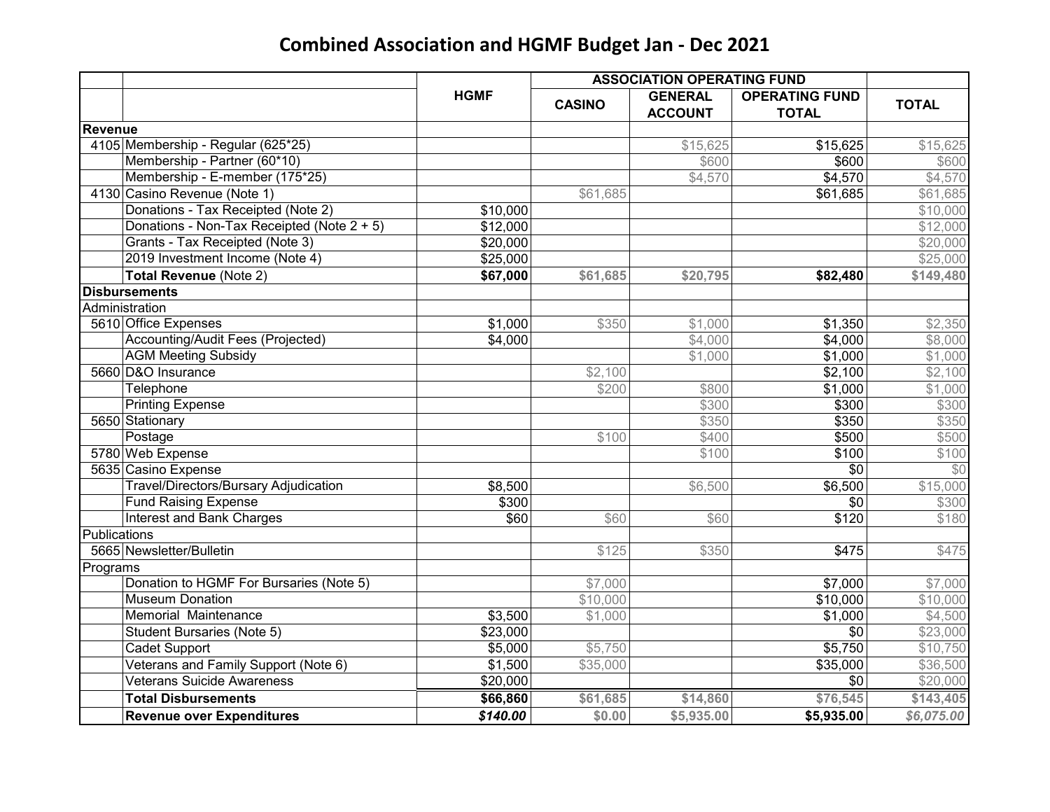# Combined Association and HGMF Budget Jan - Dec 2021

| | | HGMF | ASSOCIATION OPERATING FUND | | | TOTAL |
|---|---|---|---|---|---|---|
| | | | CASINO | GENERAL ACCOUNT | OPERATING FUND TOTAL | |
| **Revenue** | | | | | | |
| 4105 | Membership - Regular (625*25) | | | $15,625 | $15,625 | $15,625 |
| | Membership - Partner (60*10) | | | $600 | $600 | $600 |
| | Membership - E-member (175*25) | | | $4,570 | $4,570 | $4,570 |
| 4130 | Casino Revenue (Note 1) | | $61,685 | | $61,685 | $61,685 |
| | Donations - Tax Receipted (Note 2) | $10,000 | | | | $10,000 |
| | Donations - Non-Tax Receipted (Note 2 + 5) | $12,000 | | | | $12,000 |
| | Grants - Tax Receipted (Note 3) | $20,000 | | | | $20,000 |
| | 2019 Investment Income (Note 4) | $25,000 | | | | $25,000 |
| | **Total Revenue** (Note 2) | **$67,000** | **$61,685** | **$20,795** | **$82,480** | **$149,480** |
| **Disbursements** | | | | | | |
| Administration | | | | | | |
| 5610 | Office Expenses | $1,000 | $350 | $1,000 | $1,350 | $2,350 |
| | Accounting/Audit Fees (Projected) | $4,000 | | $4,000 | $4,000 | $8,000 |
| | AGM Meeting Subsidy | | | $1,000 | $1,000 | $1,000 |
| 5660 | D&O Insurance | | $2,100 | | $2,100 | $2,100 |
| | Telephone | | $200 | $800 | $1,000 | $1,000 |
| | Printing Expense | | | $300 | $300 | $300 |
| 5650 | Stationary | | | $350 | $350 | $350 |
| | Postage | | $100 | $400 | $500 | $500 |
| 5780 | Web Expense | | | $100 | $100 | $100 |
| 5635 | Casino Expense | | | | $0 | $0 |
| | Travel/Directors/Bursary Adjudication | $8,500 | | $6,500 | $6,500 | $15,000 |
| | Fund Raising Expense | $300 | | | $0 | $300 |
| | Interest and Bank Charges | $60 | $60 | $60 | $120 | $180 |
| Publications | | | | | | |
| 5665 | Newsletter/Bulletin | | $125 | $350 | $475 | $475 |
| Programs | | | | | | |
| | Donation to HGMF For Bursaries (Note 5) | | $7,000 | | $7,000 | $7,000 |
| | Museum Donation | | $10,000 | | $10,000 | $10,000 |
| | Memorial Maintenance | $3,500 | $1,000 | | $1,000 | $4,500 |
| | Student Bursaries (Note 5) | $23,000 | | | $0 | $23,000 |
| | Cadet Support | $5,000 | $5,750 | | $5,750 | $10,750 |
| | Veterans and Family Support (Note 6) | $1,500 | $35,000 | | $35,000 | $36,500 |
| | Veterans Suicide Awareness | $20,000 | | | $0 | $20,000 |
| | **Total Disbursements** | **$66,860** | **$61,685** | **$14,860** | **$76,545** | **$143,405** |
| | **Revenue over Expenditures** | ***$140.00*** | **$0.00** | **$5,935.00** | **$5,935.00** | ***$6,075.00*** |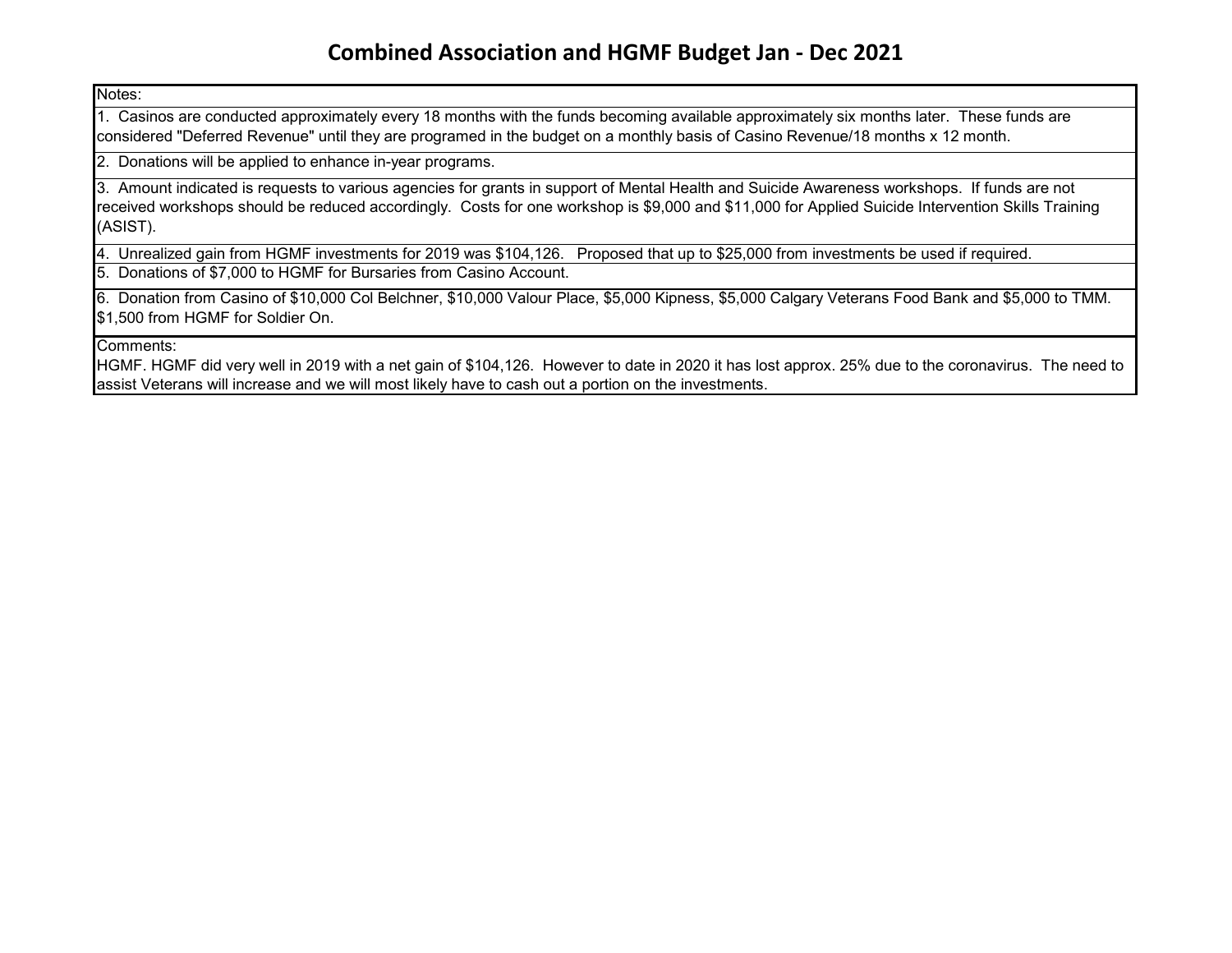# Combined Association and HGMF Budget Jan - Dec 2021

Notes:

1. Casinos are conducted approximately every 18 months with the funds becoming available approximately six months later. These funds are considered "Deferred Revenue" until they are programed in the budget on a monthly basis of Casino Revenue/18 months x 12 month.

2. Donations will be applied to enhance in-year programs.

3. Amount indicated is requests to various agencies for grants in support of Mental Health and Suicide Awareness workshops. If funds are not received workshops should be reduced accordingly. Costs for one workshop is $9,000 and $11,000 for Applied Suicide Intervention Skills Training (ASIST).

4. Unrealized gain from HGMF investments for 2019 was $104,126. Proposed that up to $25,000 from investments be used if required.

5. Donations of $7,000 to HGMF for Bursaries from Casino Account.

6. Donation from Casino of $10,000 Col Belchner, $10,000 Valour Place, $5,000 Kipness, $5,000 Calgary Veterans Food Bank and $5,000 to TMM. $1,500 from HGMF for Soldier On.

Comments:

HGMF. HGMF did very well in 2019 with a net gain of $104,126. However to date in 2020 it has lost approx. 25% due to the coronavirus. The need to assist Veterans will increase and we will most likely have to cash out a portion on the investments.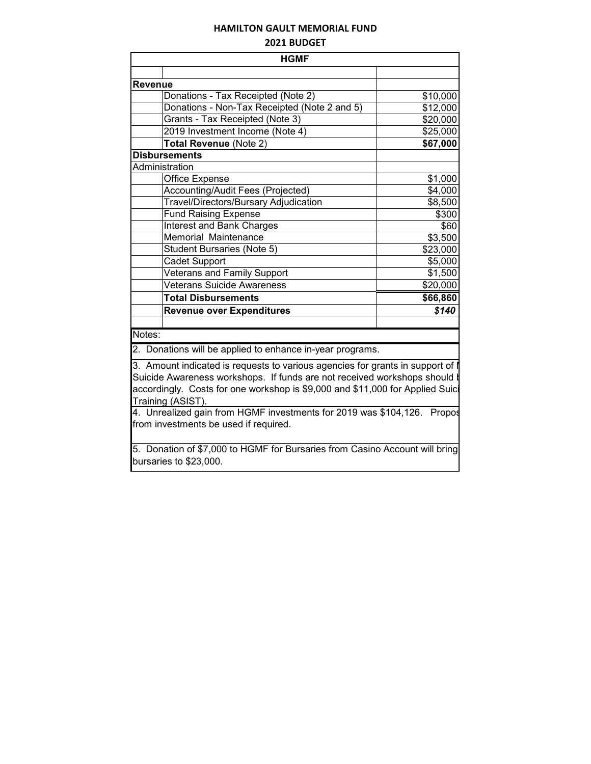## HAMILTON GAULT MEMORIAL FUND

### 2021 BUDGET

| HGMF | | |
|---|---|---|
| | | |
| **Revenue** | | |
| | Donations - Tax Receipted (Note 2) | $10,000 |
| | Donations - Non-Tax Receipted (Note 2 and 5) | $12,000 |
| | Grants - Tax Receipted (Note 3) | $20,000 |
| | 2019 Investment Income (Note 4) | $25,000 |
| | **Total Revenue** (Note 2) | **$67,000** |
| **Disbursements** | | |
| Administration | | |
| | Office Expense | $1,000 |
| | Accounting/Audit Fees (Projected) | $4,000 |
| | Travel/Directors/Bursary Adjudication | $8,500 |
| | Fund Raising Expense | $300 |
| | Interest and Bank Charges | $60 |
| | Memorial Maintenance | $3,500 |
| | Student Bursaries (Note 5) | $23,000 |
| | Cadet Support | $5,000 |
| | Veterans and Family Support | $1,500 |
| | Veterans Suicide Awareness | $20,000 |
| | **Total Disbursements** | **$66,860** |
| | **Revenue over Expenditures** | ***$140*** |

Notes:

2. Donations will be applied to enhance in-year programs.

3. Amount indicated is requests to various agencies for grants in support of I Suicide Awareness workshops. If funds are not received workshops should b accordingly. Costs for one workshop is $9,000 and $11,000 for Applied Suic Training (ASIST).

4. Unrealized gain from HGMF investments for 2019 was $104,126. Propos from investments be used if required.

5. Donation of $7,000 to HGMF for Bursaries from Casino Account will bring bursaries to $23,000.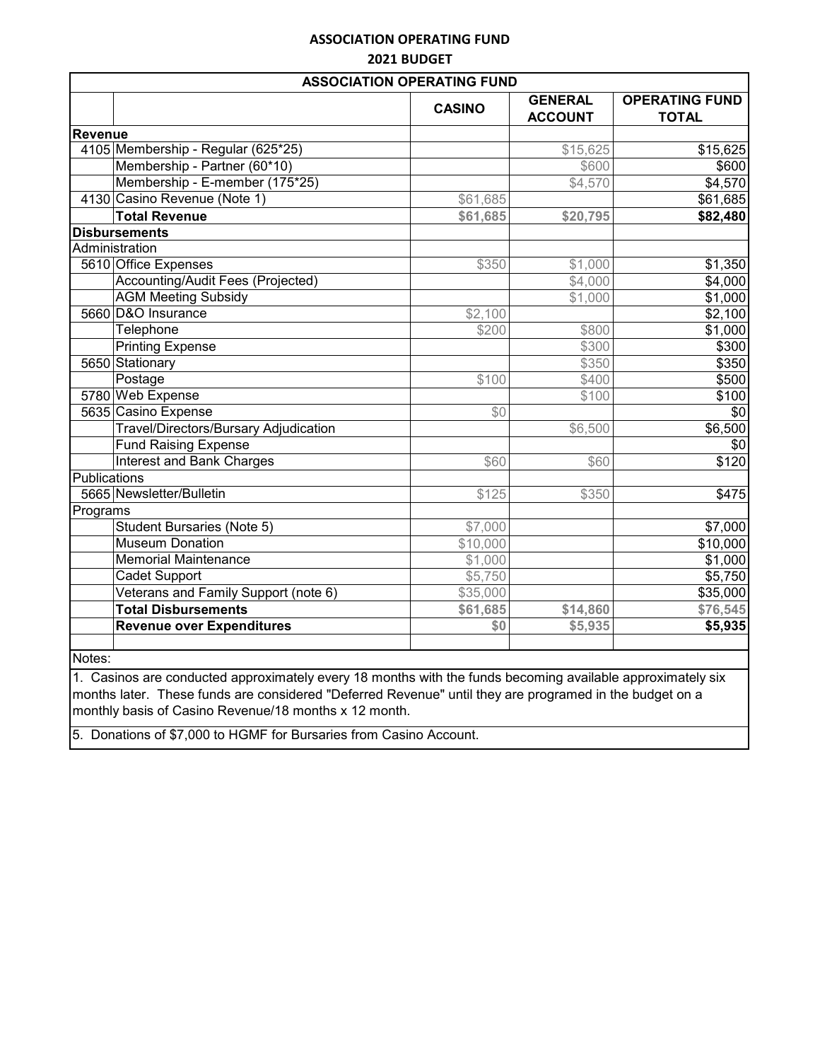**ASSOCIATION OPERATING FUND**

**2021 BUDGET**

| | ASSOCIATION OPERATING FUND | | | |
|---|---|---|---|---|
| | | **CASINO** | **GENERAL ACCOUNT** | **OPERATING FUND TOTAL** |
| **Revenue** | | | | |
| 4105 | Membership - Regular (625*25) | | $15,625 | $15,625 |
| | Membership - Partner (60*10) | | $600 | $600 |
| | Membership - E-member (175*25) | | $4,570 | $4,570 |
| 4130 | Casino Revenue (Note 1) | $61,685 | | $61,685 |
| | **Total Revenue** | **$61,685** | **$20,795** | **$82,480** |
| **Disbursements** | | | | |
| Administration | | | | |
| 5610 | Office Expenses | $350 | $1,000 | $1,350 |
| | Accounting/Audit Fees (Projected) | | $4,000 | $4,000 |
| | AGM Meeting Subsidy | | $1,000 | $1,000 |
| 5660 | D&O Insurance | $2,100 | | $2,100 |
| | Telephone | $200 | $800 | $1,000 |
| | Printing Expense | | $300 | $300 |
| 5650 | Stationary | | $350 | $350 |
| | Postage | $100 | $400 | $500 |
| 5780 | Web Expense | | $100 | $100 |
| 5635 | Casino Expense | $0 | | $0 |
| | Travel/Directors/Bursary Adjudication | | $6,500 | $6,500 |
| | Fund Raising Expense | | | $0 |
| | Interest and Bank Charges | $60 | $60 | $120 |
| Publications | | | | |
| 5665 | Newsletter/Bulletin | $125 | $350 | $475 |
| Programs | | | | |
| | Student Bursaries (Note 5) | $7,000 | | $7,000 |
| | Museum Donation | $10,000 | | $10,000 |
| | Memorial Maintenance | $1,000 | | $1,000 |
| | Cadet Support | $5,750 | | $5,750 |
| | Veterans and Family Support (note 6) | $35,000 | | $35,000 |
| | **Total Disbursements** | **$61,685** | **$14,860** | **$76,545** |
| | **Revenue over Expenditures** | **$0** | **$5,935** | **$5,935** |

Notes:

1. Casinos are conducted approximately every 18 months with the funds becoming available approximately six months later. These funds are considered "Deferred Revenue" until they are programed in the budget on a monthly basis of Casino Revenue/18 months x 12 month.

5. Donations of $7,000 to HGMF for Bursaries from Casino Account.